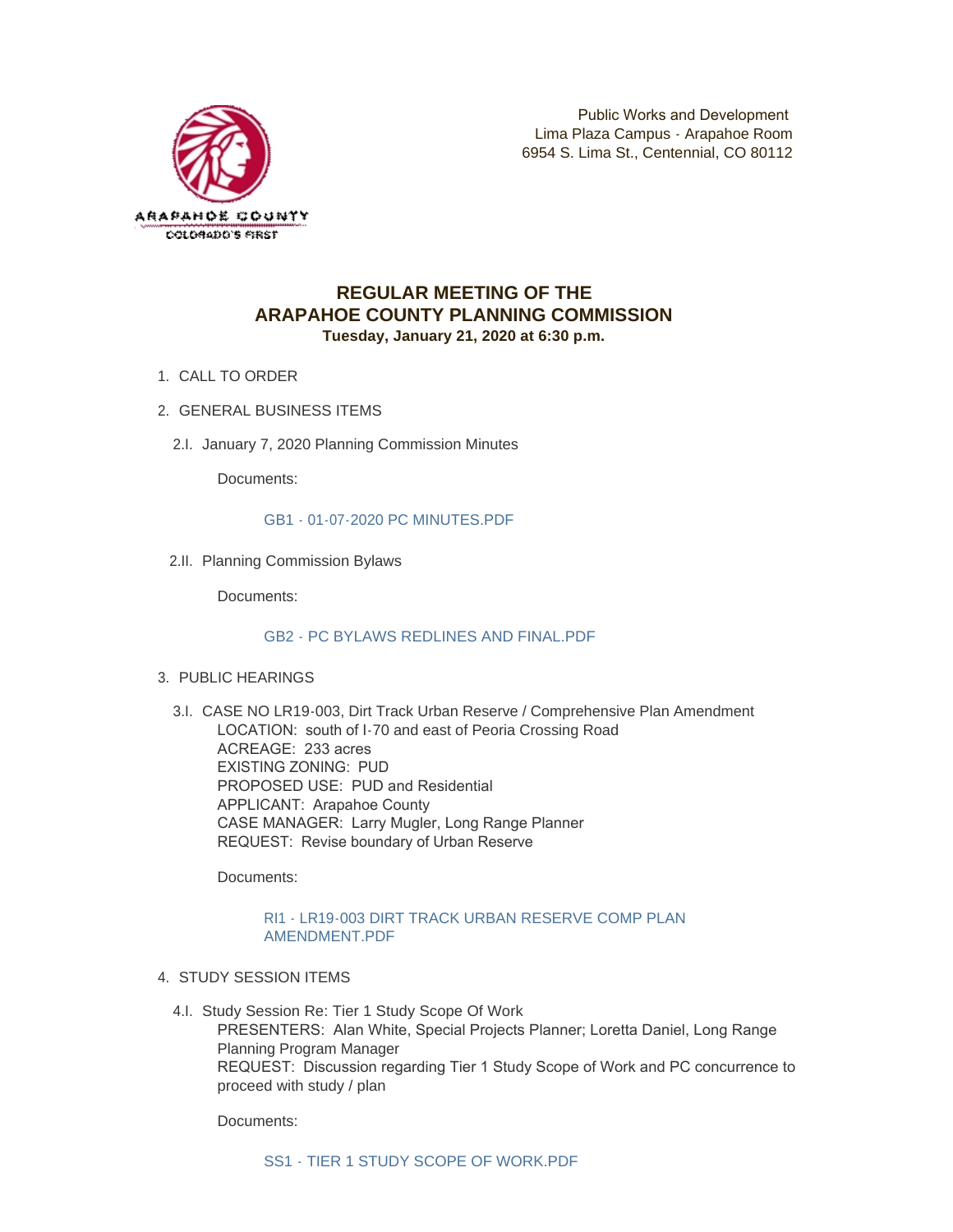ARAPAHOE COUNTY
COLORADO'S FIRST

Public Works and Development
Lima Plaza Campus - Arapahoe Room
6954 S. Lima St., Centennial, CO 80112

# REGULAR MEETING OF THE ARAPAHOE COUNTY PLANNING COMMISSION

**Tuesday, January 21, 2020 at 6:30 p.m.**

1. CALL TO ORDER

2. GENERAL BUSINESS ITEMS

   2.I. January 7, 2020 Planning Commission Minutes

   Documents:

   GB1 - 01-07-2020 PC MINUTES.PDF

   2.II. Planning Commission Bylaws

   Documents:

   GB2 - PC BYLAWS REDLINES AND FINAL.PDF

3. PUBLIC HEARINGS

   3.I. CASE NO LR19-003, Dirt Track Urban Reserve / Comprehensive Plan Amendment
   LOCATION: south of I-70 and east of Peoria Crossing Road
   ACREAGE: 233 acres
   EXISTING ZONING: PUD
   PROPOSED USE: PUD and Residential
   APPLICANT: Arapahoe County
   CASE MANAGER: Larry Mugler, Long Range Planner
   REQUEST: Revise boundary of Urban Reserve

   Documents:

   RI1 - LR19-003 DIRT TRACK URBAN RESERVE COMP PLAN AMENDMENT.PDF

4. STUDY SESSION ITEMS

   4.I. Study Session Re: Tier 1 Study Scope Of Work
   PRESENTERS: Alan White, Special Projects Planner; Loretta Daniel, Long Range Planning Program Manager
   REQUEST: Discussion regarding Tier 1 Study Scope of Work and PC concurrence to proceed with study / plan

   Documents:

   SS1 - TIER 1 STUDY SCOPE OF WORK.PDF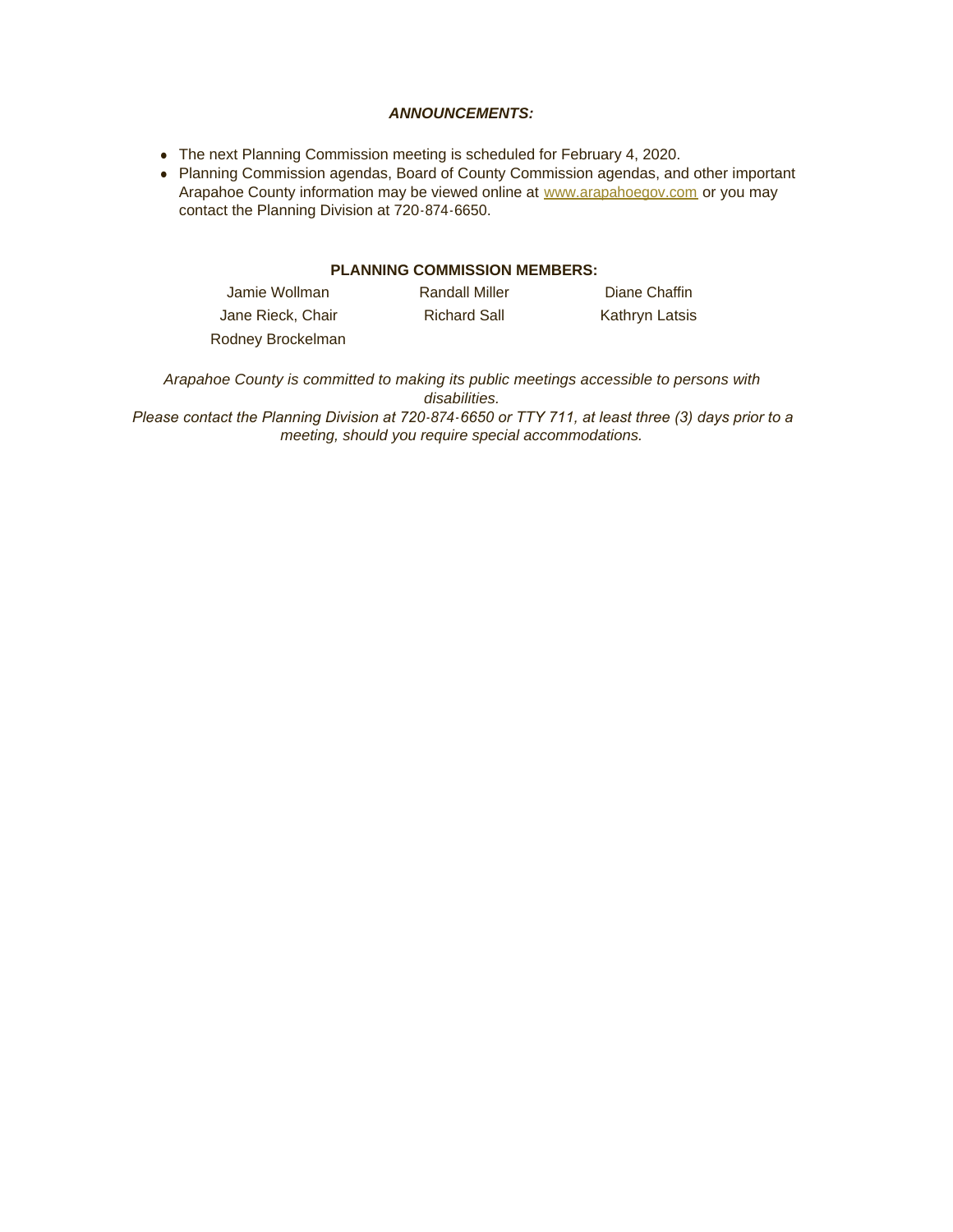***ANNOUNCEMENTS:***

- The next Planning Commission meeting is scheduled for February 4, 2020.
- Planning Commission agendas, Board of County Commission agendas, and other important Arapahoe County information may be viewed online at [www.arapahoegov.com](www.arapahoegov.com) or you may contact the Planning Division at 720-874-6650.

**PLANNING COMMISSION MEMBERS:**

| | | |
|---|---|---|
| Jamie Wollman | Randall Miller | Diane Chaffin |
| Jane Rieck, Chair | Richard Sall | Kathryn Latsis |
| Rodney Brockelman | | |

*Arapahoe County is committed to making its public meetings accessible to persons with disabilities.*
*Please contact the Planning Division at 720-874-6650 or TTY 711, at least three (3) days prior to a meeting, should you require special accommodations.*